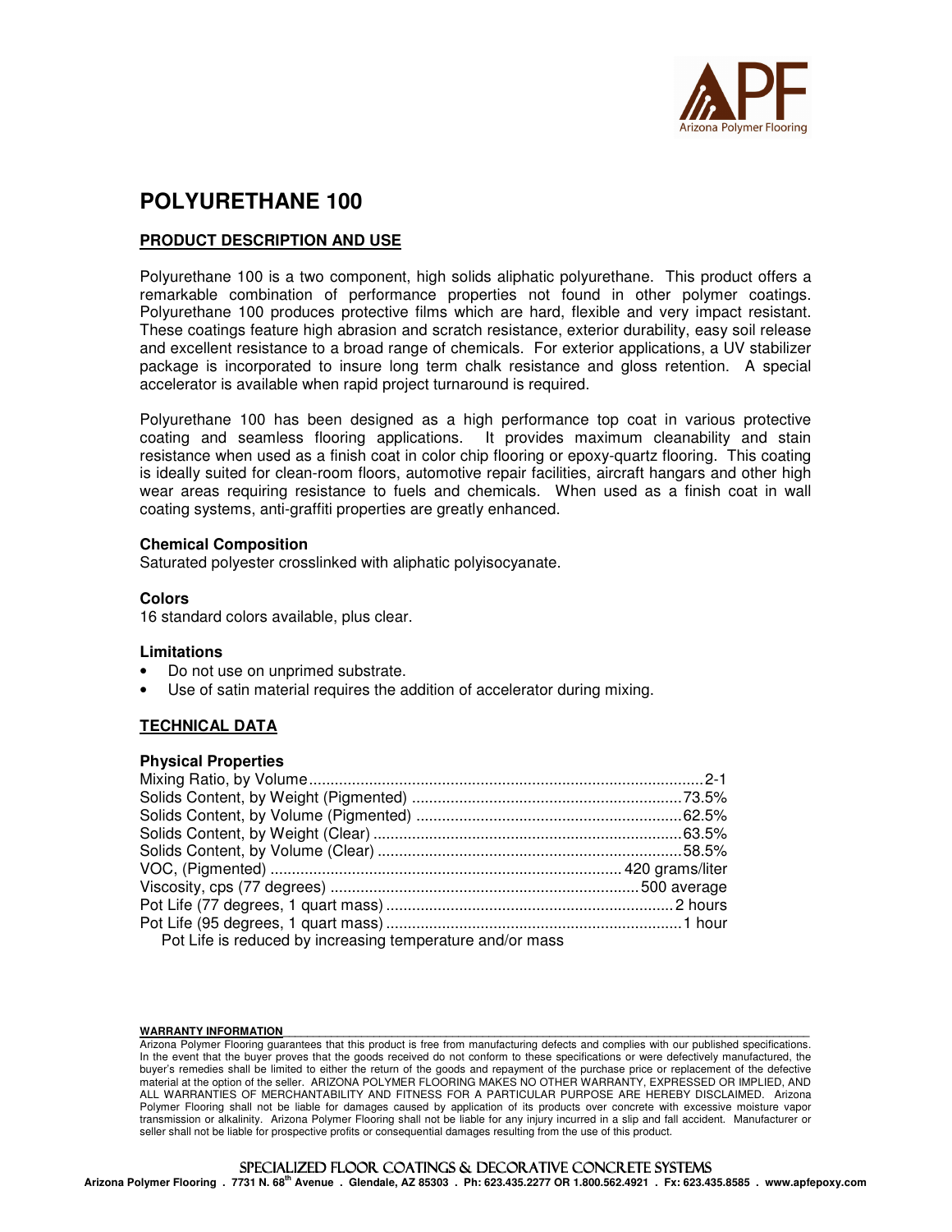# POLYURETHANE 100

## PRODUCT DESCRIPTION AND USE

Polyurethane 100 is a two component, high solids aliphatic polyurethane. This product offers a remarkable combination of performance properties not found in other polymer coatings. Polyurethane 100 produces protective films which are hard, flexible and very impact resistant. These coatings feature high abrasion and scratch resistance, exterior durability, easy soil release and excellent resistance to a broad range of chemicals. For exterior applications, a UV stabilizer package is incorporated to insure long term chalk resistance and gloss retention. A special accelerator is available when rapid project turnaround is required.

Polyurethane 100 has been designed as a high performance top coat in various protective coating and seamless flooring applications. It provides maximum cleanability and stain resistance when used as a finish coat in color chip flooring or epoxy-quartz flooring. This coating is ideally suited for clean-room floors, automotive repair facilities, aircraft hangars and other high wear areas requiring resistance to fuels and chemicals. When used as a finish coat in wall coating systems, anti-graffiti properties are greatly enhanced.

### Chemical Composition

Saturated polyester crosslinked with aliphatic polyisocyanate.

### Colors

16 standard colors available, plus clear.

### Limitations

- Do not use on unprimed substrate.
- Use of satin material requires the addition of accelerator during mixing.

## TECHNICAL DATA

### Physical Properties

| | |
|---|---|
| Mixing Ratio, by Volume | 2-1 |
| Solids Content, by Weight (Pigmented) | 73.5% |
| Solids Content, by Volume (Pigmented) | 62.5% |
| Solids Content, by Weight (Clear) | 63.5% |
| Solids Content, by Volume (Clear) | 58.5% |
| VOC, (Pigmented) | 420 grams/liter |
| Viscosity, cps (77 degrees) | 500 average |
| Pot Life (77 degrees, 1 quart mass) | 2 hours |
| Pot Life (95 degrees, 1 quart mass) | 1 hour |

Pot Life is reduced by increasing temperature and/or mass

**WARRANTY INFORMATION**

Arizona Polymer Flooring guarantees that this product is free from manufacturing defects and complies with our published specifications. In the event that the buyer proves that the goods received do not conform to these specifications or were defectively manufactured, the buyer's remedies shall be limited to either the return of the goods and repayment of the purchase price or replacement of the defective material at the option of the seller. ARIZONA POLYMER FLOORING MAKES NO OTHER WARRANTY, EXPRESSED OR IMPLIED, AND ALL WARRANTIES OF MERCHANTABILITY AND FITNESS FOR A PARTICULAR PURPOSE ARE HEREBY DISCLAIMED. Arizona Polymer Flooring shall not be liable for damages caused by application of its products over concrete with excessive moisture vapor transmission or alkalinity. Arizona Polymer Flooring shall not be liable for any injury incurred in a slip and fall accident. Manufacturer or seller shall not be liable for prospective profits or consequential damages resulting from the use of this product.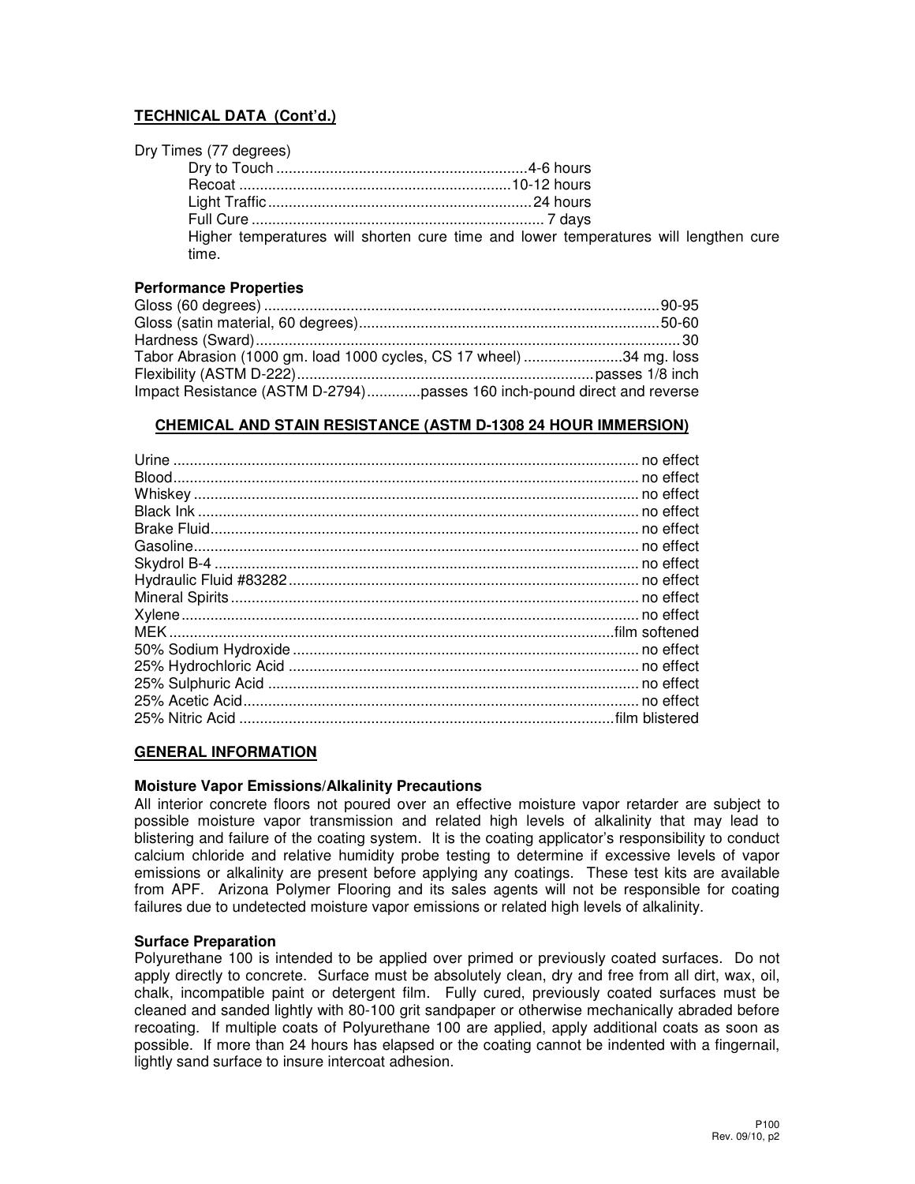## TECHNICAL DATA (Cont'd.)

Dry Times (77 degrees)

| | |
|---|---|
| Dry to Touch | 4-6 hours |
| Recoat | 10-12 hours |
| Light Traffic | 24 hours |
| Full Cure | 7 days |

Higher temperatures will shorten cure time and lower temperatures will lengthen cure time.

### Performance Properties

| | |
|---|---|
| Gloss (60 degrees) | 90-95 |
| Gloss (satin material, 60 degrees) | 50-60 |
| Hardness (Sward) | 30 |
| Tabor Abrasion (1000 gm. load 1000 cycles, CS 17 wheel) | 34 mg. loss |
| Flexibility (ASTM D-222) | passes 1/8 inch |
| Impact Resistance (ASTM D-2794) | passes 160 inch-pound direct and reverse |

## CHEMICAL AND STAIN RESISTANCE (ASTM D-1308 24 HOUR IMMERSION)

| | |
|---|---|
| Urine | no effect |
| Blood | no effect |
| Whiskey | no effect |
| Black Ink | no effect |
| Brake Fluid | no effect |
| Gasoline | no effect |
| Skydrol B-4 | no effect |
| Hydraulic Fluid #83282 | no effect |
| Mineral Spirits | no effect |
| Xylene | no effect |
| MEK | film softened |
| 50% Sodium Hydroxide | no effect |
| 25% Hydrochloric Acid | no effect |
| 25% Sulphuric Acid | no effect |
| 25% Acetic Acid | no effect |
| 25% Nitric Acid | film blistered |

## GENERAL INFORMATION

### Moisture Vapor Emissions/Alkalinity Precautions

All interior concrete floors not poured over an effective moisture vapor retarder are subject to possible moisture vapor transmission and related high levels of alkalinity that may lead to blistering and failure of the coating system. It is the coating applicator's responsibility to conduct calcium chloride and relative humidity probe testing to determine if excessive levels of vapor emissions or alkalinity are present before applying any coatings. These test kits are available from APF. Arizona Polymer Flooring and its sales agents will not be responsible for coating failures due to undetected moisture vapor emissions or related high levels of alkalinity.

### Surface Preparation

Polyurethane 100 is intended to be applied over primed or previously coated surfaces. Do not apply directly to concrete. Surface must be absolutely clean, dry and free from all dirt, wax, oil, chalk, incompatible paint or detergent film. Fully cured, previously coated surfaces must be cleaned and sanded lightly with 80-100 grit sandpaper or otherwise mechanically abraded before recoating. If multiple coats of Polyurethane 100 are applied, apply additional coats as soon as possible. If more than 24 hours has elapsed or the coating cannot be indented with a fingernail, lightly sand surface to insure intercoat adhesion.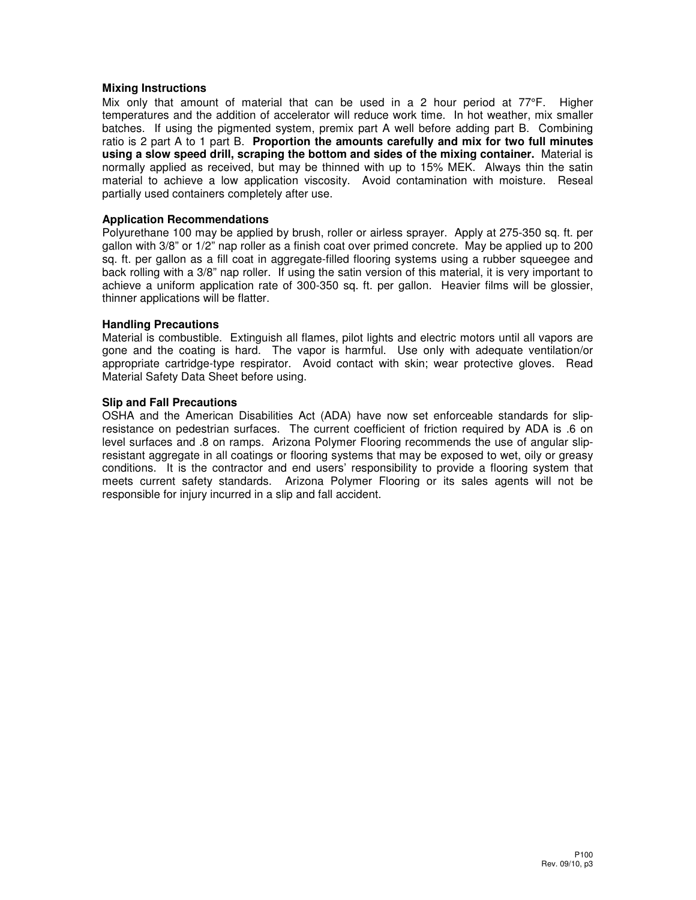**Mixing Instructions**

Mix only that amount of material that can be used in a 2 hour period at 77°F. Higher temperatures and the addition of accelerator will reduce work time. In hot weather, mix smaller batches. If using the pigmented system, premix part A well before adding part B. Combining ratio is 2 part A to 1 part B. **Proportion the amounts carefully and mix for two full minutes using a slow speed drill, scraping the bottom and sides of the mixing container.** Material is normally applied as received, but may be thinned with up to 15% MEK. Always thin the satin material to achieve a low application viscosity. Avoid contamination with moisture. Reseal partially used containers completely after use.

**Application Recommendations**

Polyurethane 100 may be applied by brush, roller or airless sprayer. Apply at 275-350 sq. ft. per gallon with 3/8" or 1/2" nap roller as a finish coat over primed concrete. May be applied up to 200 sq. ft. per gallon as a fill coat in aggregate-filled flooring systems using a rubber squeegee and back rolling with a 3/8" nap roller. If using the satin version of this material, it is very important to achieve a uniform application rate of 300-350 sq. ft. per gallon. Heavier films will be glossier, thinner applications will be flatter.

**Handling Precautions**

Material is combustible. Extinguish all flames, pilot lights and electric motors until all vapors are gone and the coating is hard. The vapor is harmful. Use only with adequate ventilation/or appropriate cartridge-type respirator. Avoid contact with skin; wear protective gloves. Read Material Safety Data Sheet before using.

**Slip and Fall Precautions**

OSHA and the American Disabilities Act (ADA) have now set enforceable standards for slip-resistance on pedestrian surfaces. The current coefficient of friction required by ADA is .6 on level surfaces and .8 on ramps. Arizona Polymer Flooring recommends the use of angular slip-resistant aggregate in all coatings or flooring systems that may be exposed to wet, oily or greasy conditions. It is the contractor and end users' responsibility to provide a flooring system that meets current safety standards. Arizona Polymer Flooring or its sales agents will not be responsible for injury incurred in a slip and fall accident.

P100
Rev. 09/10, p3